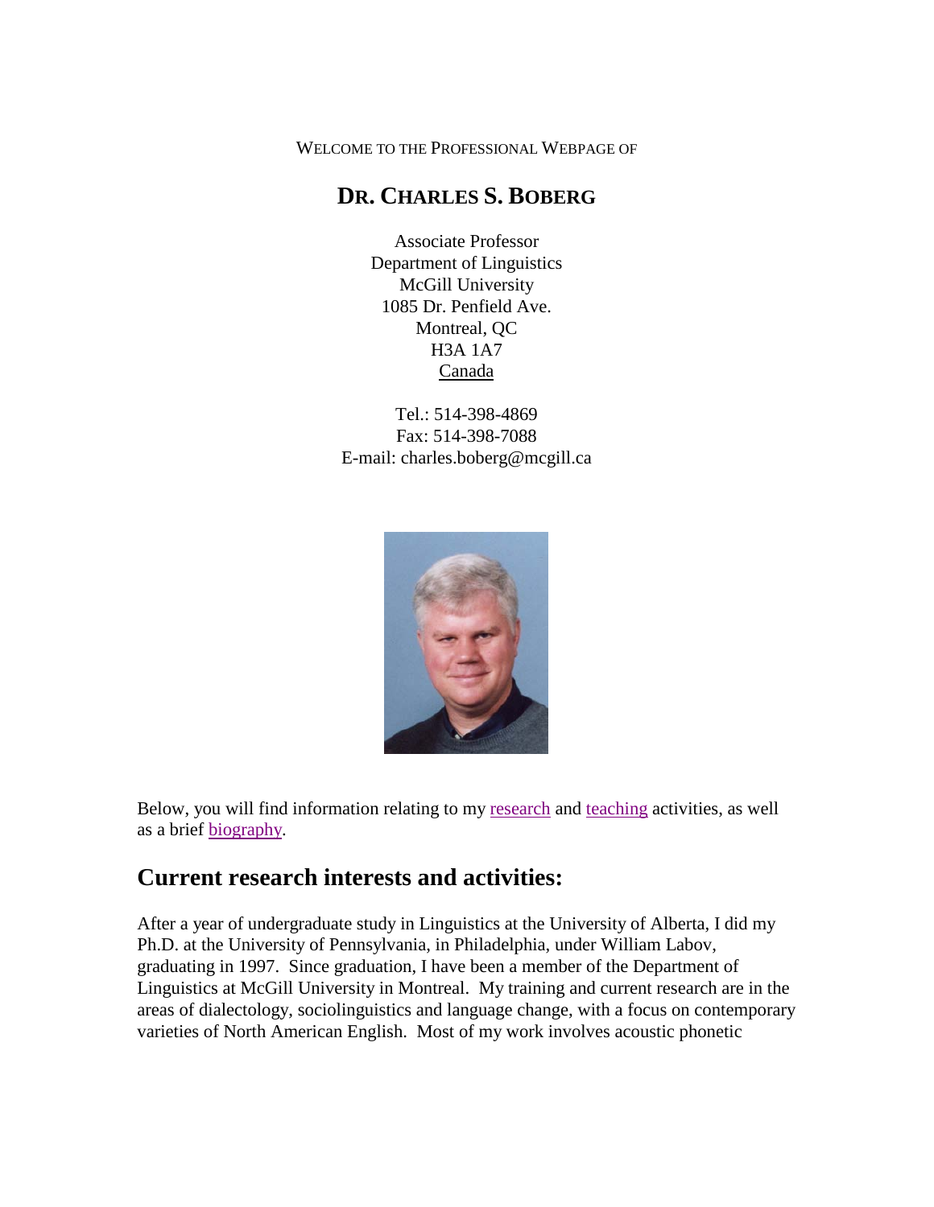WELCOME TO THE PROFESSIONAL WEBPAGE OF

## DR. CHARLES S. BOBERG

Associate Professor
Department of Linguistics
McGill University
1085 Dr. Penfield Ave.
Montreal, QC
H3A 1A7
Canada

Tel.: 514-398-4869
Fax: 514-398-7088
E-mail: charles.boberg@mcgill.ca

Below, you will find information relating to my research and teaching activities, as well as a brief biography.

## Current research interests and activities:

After a year of undergraduate study in Linguistics at the University of Alberta, I did my Ph.D. at the University of Pennsylvania, in Philadelphia, under William Labov, graduating in 1997. Since graduation, I have been a member of the Department of Linguistics at McGill University in Montreal. My training and current research are in the areas of dialectology, sociolinguistics and language change, with a focus on contemporary varieties of North American English. Most of my work involves acoustic phonetic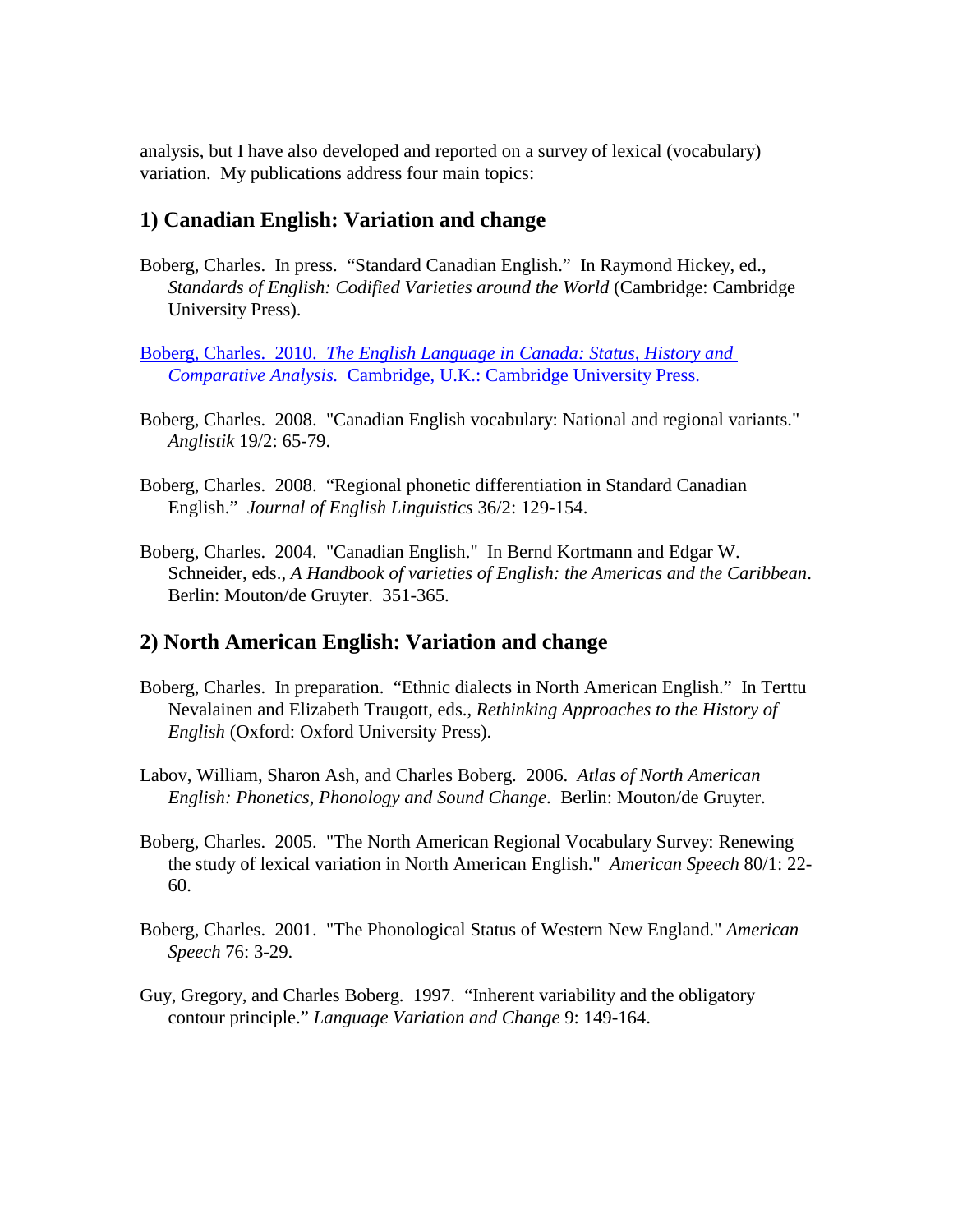analysis, but I have also developed and reported on a survey of lexical (vocabulary) variation. My publications address four main topics:

## 1) Canadian English: Variation and change

Boberg, Charles. In press. "Standard Canadian English." In Raymond Hickey, ed., *Standards of English: Codified Varieties around the World* (Cambridge: Cambridge University Press).

Boberg, Charles. 2010. *The English Language in Canada: Status, History and Comparative Analysis.* Cambridge, U.K.: Cambridge University Press.

Boberg, Charles. 2008. "Canadian English vocabulary: National and regional variants." *Anglistik* 19/2: 65-79.

Boberg, Charles. 2008. "Regional phonetic differentiation in Standard Canadian English." *Journal of English Linguistics* 36/2: 129-154.

Boberg, Charles. 2004. "Canadian English." In Bernd Kortmann and Edgar W. Schneider, eds., *A Handbook of varieties of English: the Americas and the Caribbean*. Berlin: Mouton/de Gruyter. 351-365.

## 2) North American English: Variation and change

Boberg, Charles. In preparation. "Ethnic dialects in North American English." In Terttu Nevalainen and Elizabeth Traugott, eds., *Rethinking Approaches to the History of English* (Oxford: Oxford University Press).

Labov, William, Sharon Ash, and Charles Boberg. 2006. *Atlas of North American English: Phonetics, Phonology and Sound Change*. Berlin: Mouton/de Gruyter.

Boberg, Charles. 2005. "The North American Regional Vocabulary Survey: Renewing the study of lexical variation in North American English." *American Speech* 80/1: 22-60.

Boberg, Charles. 2001. "The Phonological Status of Western New England." *American Speech* 76: 3-29.

Guy, Gregory, and Charles Boberg. 1997. "Inherent variability and the obligatory contour principle." *Language Variation and Change* 9: 149-164.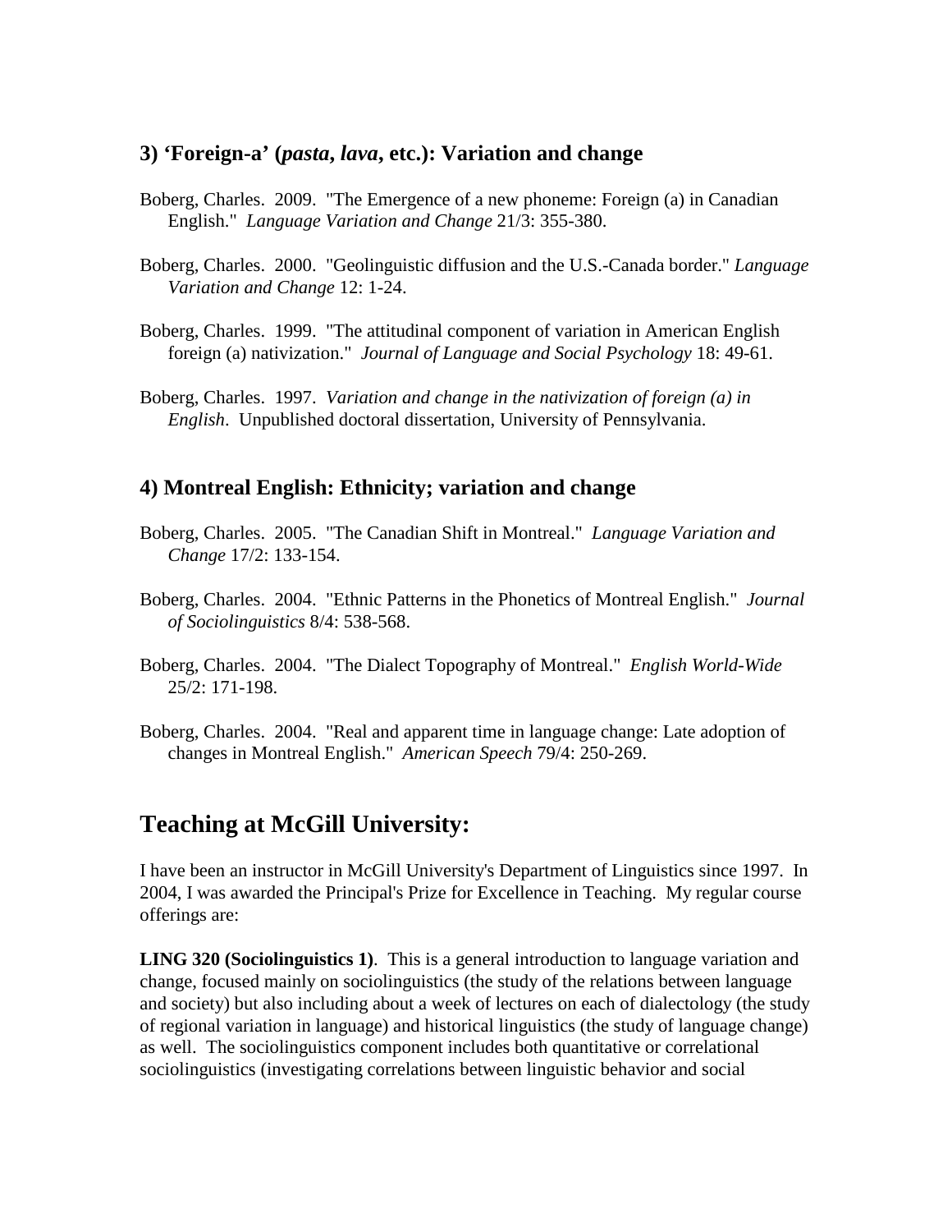### 3) 'Foreign-a' (*pasta*, *lava*, etc.): Variation and change

Boberg, Charles. 2009. "The Emergence of a new phoneme: Foreign (a) in Canadian English." *Language Variation and Change* 21/3: 355-380.

Boberg, Charles. 2000. "Geolinguistic diffusion and the U.S.-Canada border." *Language Variation and Change* 12: 1-24.

Boberg, Charles. 1999. "The attitudinal component of variation in American English foreign (a) nativization." *Journal of Language and Social Psychology* 18: 49-61.

Boberg, Charles. 1997. *Variation and change in the nativization of foreign (a) in English*. Unpublished doctoral dissertation, University of Pennsylvania.

### 4) Montreal English: Ethnicity; variation and change

Boberg, Charles. 2005. "The Canadian Shift in Montreal." *Language Variation and Change* 17/2: 133-154.

Boberg, Charles. 2004. "Ethnic Patterns in the Phonetics of Montreal English." *Journal of Sociolinguistics* 8/4: 538-568.

Boberg, Charles. 2004. "The Dialect Topography of Montreal." *English World-Wide* 25/2: 171-198.

Boberg, Charles. 2004. "Real and apparent time in language change: Late adoption of changes in Montreal English." *American Speech* 79/4: 250-269.

## Teaching at McGill University:

I have been an instructor in McGill University's Department of Linguistics since 1997. In 2004, I was awarded the Principal's Prize for Excellence in Teaching. My regular course offerings are:

**LING 320 (Sociolinguistics 1)**. This is a general introduction to language variation and change, focused mainly on sociolinguistics (the study of the relations between language and society) but also including about a week of lectures on each of dialectology (the study of regional variation in language) and historical linguistics (the study of language change) as well. The sociolinguistics component includes both quantitative or correlational sociolinguistics (investigating correlations between linguistic behavior and social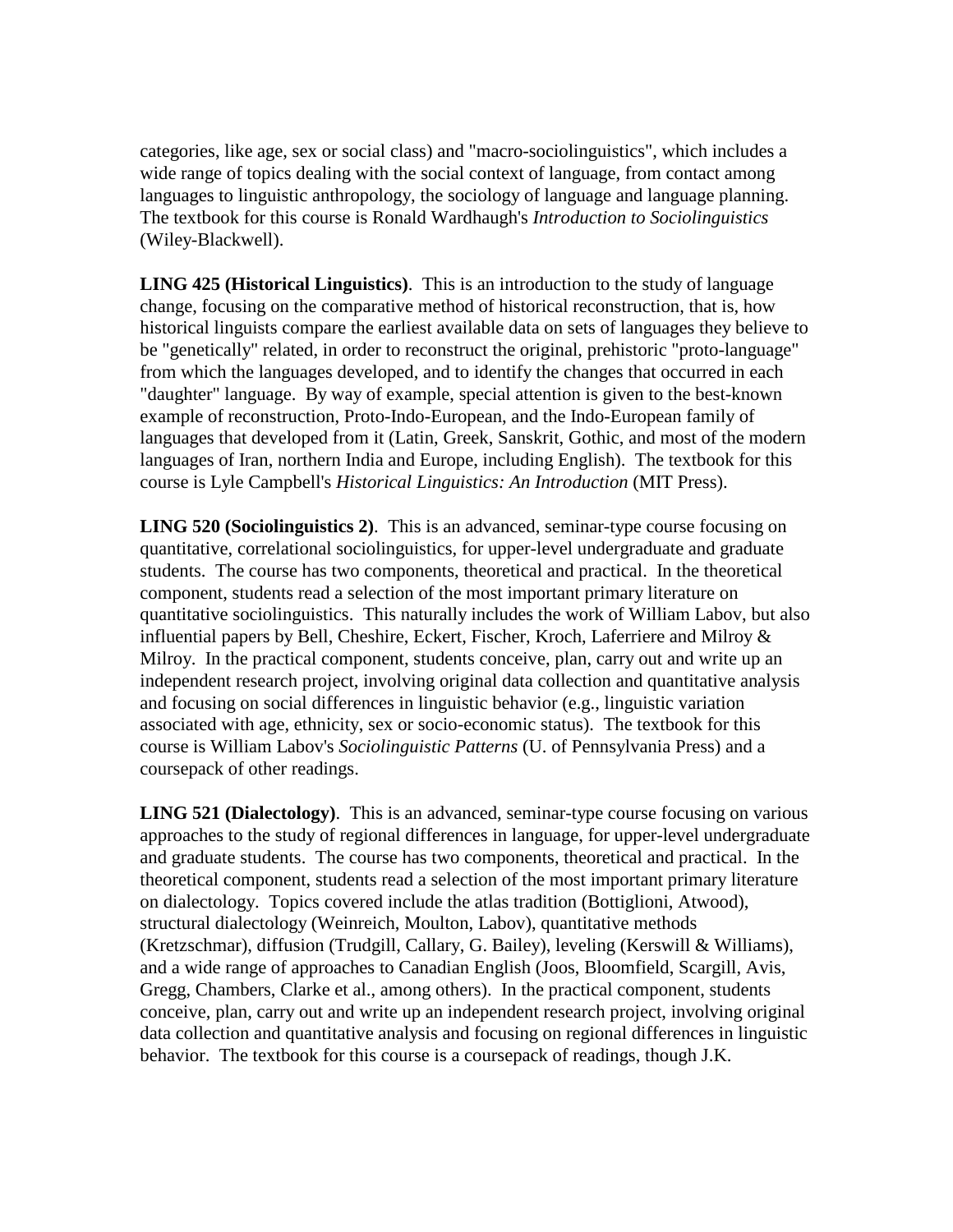categories, like age, sex or social class) and "macro-sociolinguistics", which includes a wide range of topics dealing with the social context of language, from contact among languages to linguistic anthropology, the sociology of language and language planning. The textbook for this course is Ronald Wardhaugh's *Introduction to Sociolinguistics* (Wiley-Blackwell).

**LING 425 (Historical Linguistics)**. This is an introduction to the study of language change, focusing on the comparative method of historical reconstruction, that is, how historical linguists compare the earliest available data on sets of languages they believe to be "genetically" related, in order to reconstruct the original, prehistoric "proto-language" from which the languages developed, and to identify the changes that occurred in each "daughter" language. By way of example, special attention is given to the best-known example of reconstruction, Proto-Indo-European, and the Indo-European family of languages that developed from it (Latin, Greek, Sanskrit, Gothic, and most of the modern languages of Iran, northern India and Europe, including English). The textbook for this course is Lyle Campbell's *Historical Linguistics: An Introduction* (MIT Press).

**LING 520 (Sociolinguistics 2)**. This is an advanced, seminar-type course focusing on quantitative, correlational sociolinguistics, for upper-level undergraduate and graduate students. The course has two components, theoretical and practical. In the theoretical component, students read a selection of the most important primary literature on quantitative sociolinguistics. This naturally includes the work of William Labov, but also influential papers by Bell, Cheshire, Eckert, Fischer, Kroch, Laferriere and Milroy & Milroy. In the practical component, students conceive, plan, carry out and write up an independent research project, involving original data collection and quantitative analysis and focusing on social differences in linguistic behavior (e.g., linguistic variation associated with age, ethnicity, sex or socio-economic status). The textbook for this course is William Labov's *Sociolinguistic Patterns* (U. of Pennsylvania Press) and a coursepack of other readings.

**LING 521 (Dialectology)**. This is an advanced, seminar-type course focusing on various approaches to the study of regional differences in language, for upper-level undergraduate and graduate students. The course has two components, theoretical and practical. In the theoretical component, students read a selection of the most important primary literature on dialectology. Topics covered include the atlas tradition (Bottiglioni, Atwood), structural dialectology (Weinreich, Moulton, Labov), quantitative methods (Kretzschmar), diffusion (Trudgill, Callary, G. Bailey), leveling (Kerswill & Williams), and a wide range of approaches to Canadian English (Joos, Bloomfield, Scargill, Avis, Gregg, Chambers, Clarke et al., among others). In the practical component, students conceive, plan, carry out and write up an independent research project, involving original data collection and quantitative analysis and focusing on regional differences in linguistic behavior. The textbook for this course is a coursepack of readings, though J.K.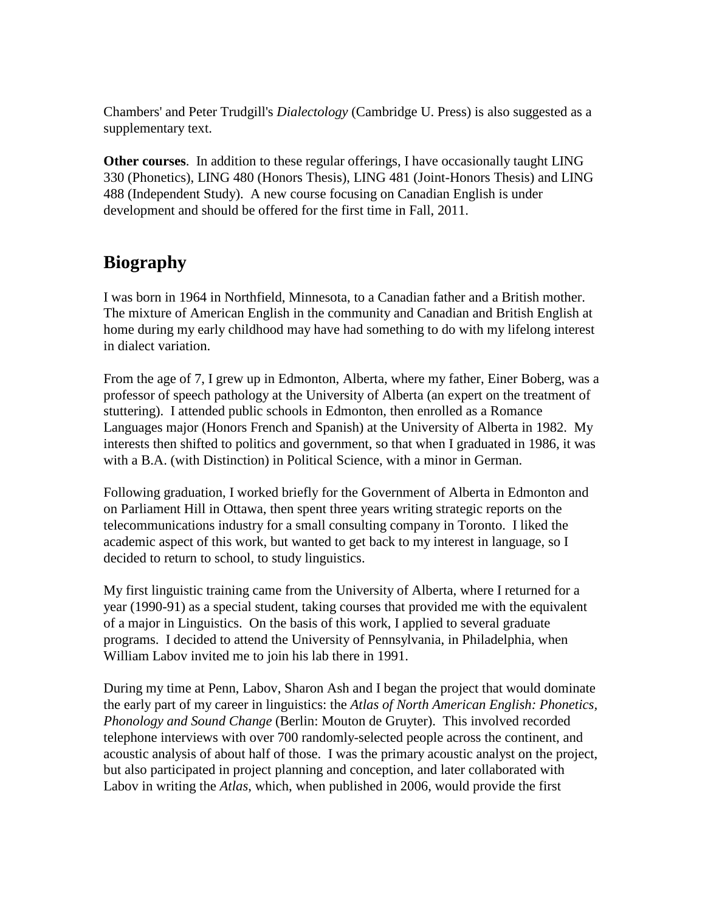Chambers' and Peter Trudgill's *Dialectology* (Cambridge U. Press) is also suggested as a supplementary text.

**Other courses**. In addition to these regular offerings, I have occasionally taught LING 330 (Phonetics), LING 480 (Honors Thesis), LING 481 (Joint-Honors Thesis) and LING 488 (Independent Study). A new course focusing on Canadian English is under development and should be offered for the first time in Fall, 2011.

## Biography

I was born in 1964 in Northfield, Minnesota, to a Canadian father and a British mother. The mixture of American English in the community and Canadian and British English at home during my early childhood may have had something to do with my lifelong interest in dialect variation.

From the age of 7, I grew up in Edmonton, Alberta, where my father, Einer Boberg, was a professor of speech pathology at the University of Alberta (an expert on the treatment of stuttering). I attended public schools in Edmonton, then enrolled as a Romance Languages major (Honors French and Spanish) at the University of Alberta in 1982. My interests then shifted to politics and government, so that when I graduated in 1986, it was with a B.A. (with Distinction) in Political Science, with a minor in German.

Following graduation, I worked briefly for the Government of Alberta in Edmonton and on Parliament Hill in Ottawa, then spent three years writing strategic reports on the telecommunications industry for a small consulting company in Toronto. I liked the academic aspect of this work, but wanted to get back to my interest in language, so I decided to return to school, to study linguistics.

My first linguistic training came from the University of Alberta, where I returned for a year (1990-91) as a special student, taking courses that provided me with the equivalent of a major in Linguistics. On the basis of this work, I applied to several graduate programs. I decided to attend the University of Pennsylvania, in Philadelphia, when William Labov invited me to join his lab there in 1991.

During my time at Penn, Labov, Sharon Ash and I began the project that would dominate the early part of my career in linguistics: the *Atlas of North American English: Phonetics, Phonology and Sound Change* (Berlin: Mouton de Gruyter). This involved recorded telephone interviews with over 700 randomly-selected people across the continent, and acoustic analysis of about half of those. I was the primary acoustic analyst on the project, but also participated in project planning and conception, and later collaborated with Labov in writing the *Atlas*, which, when published in 2006, would provide the first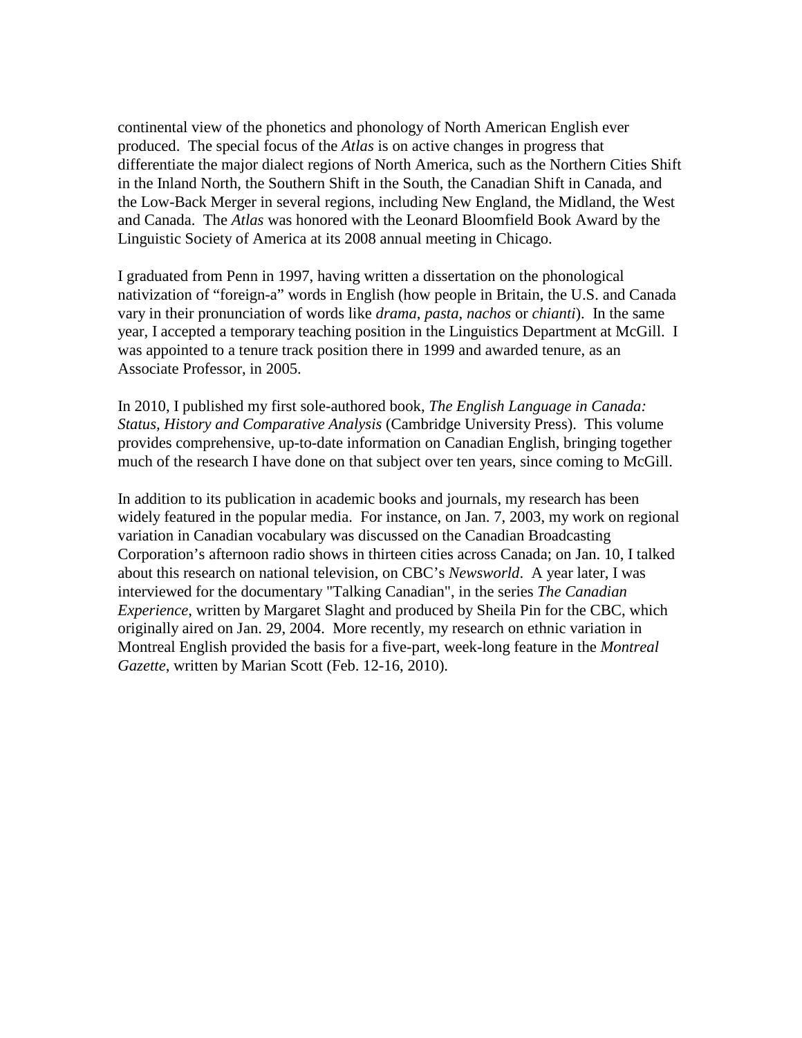continental view of the phonetics and phonology of North American English ever produced. The special focus of the *Atlas* is on active changes in progress that differentiate the major dialect regions of North America, such as the Northern Cities Shift in the Inland North, the Southern Shift in the South, the Canadian Shift in Canada, and the Low-Back Merger in several regions, including New England, the Midland, the West and Canada. The *Atlas* was honored with the Leonard Bloomfield Book Award by the Linguistic Society of America at its 2008 annual meeting in Chicago.

I graduated from Penn in 1997, having written a dissertation on the phonological nativization of "foreign-a" words in English (how people in Britain, the U.S. and Canada vary in their pronunciation of words like *drama*, *pasta*, *nachos* or *chianti*). In the same year, I accepted a temporary teaching position in the Linguistics Department at McGill. I was appointed to a tenure track position there in 1999 and awarded tenure, as an Associate Professor, in 2005.

In 2010, I published my first sole-authored book, *The English Language in Canada: Status, History and Comparative Analysis* (Cambridge University Press). This volume provides comprehensive, up-to-date information on Canadian English, bringing together much of the research I have done on that subject over ten years, since coming to McGill.

In addition to its publication in academic books and journals, my research has been widely featured in the popular media. For instance, on Jan. 7, 2003, my work on regional variation in Canadian vocabulary was discussed on the Canadian Broadcasting Corporation's afternoon radio shows in thirteen cities across Canada; on Jan. 10, I talked about this research on national television, on CBC's *Newsworld*. A year later, I was interviewed for the documentary "Talking Canadian", in the series *The Canadian Experience*, written by Margaret Slaght and produced by Sheila Pin for the CBC, which originally aired on Jan. 29, 2004. More recently, my research on ethnic variation in Montreal English provided the basis for a five-part, week-long feature in the *Montreal Gazette*, written by Marian Scott (Feb. 12-16, 2010).